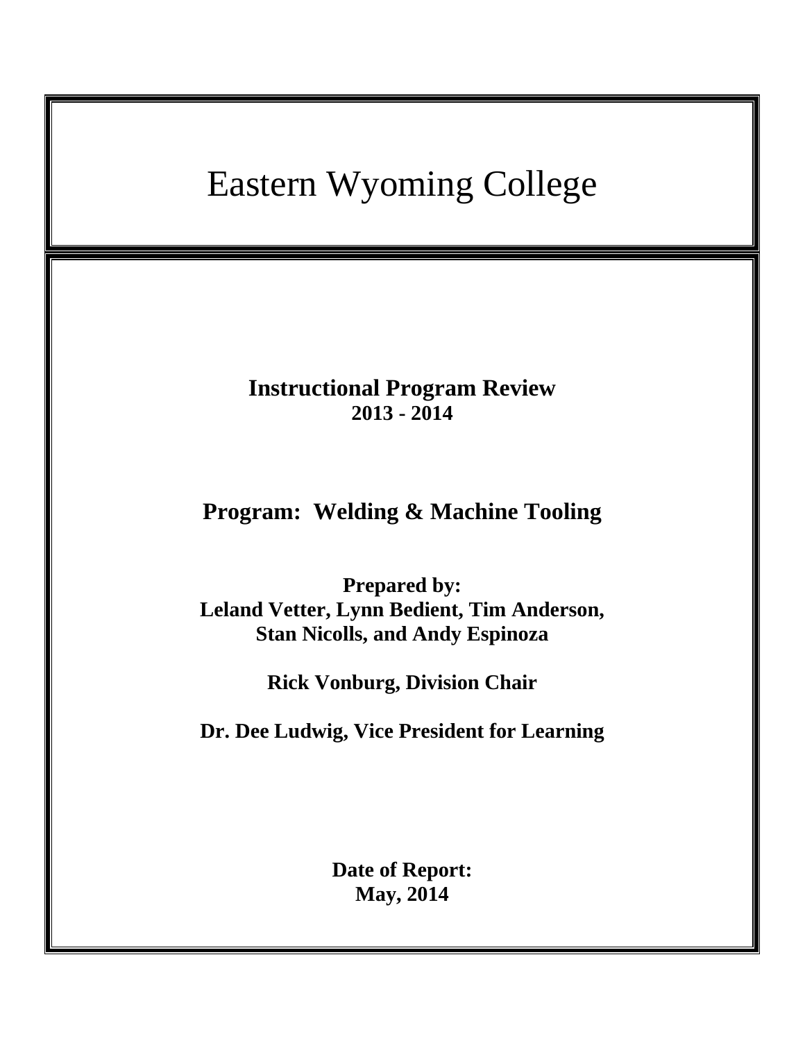# Eastern Wyoming College

**Instructional Program Review**
**2013 - 2014**

## Program: Welding & Machine Tooling

**Prepared by:**
**Leland Vetter, Lynn Bedient, Tim Anderson, Stan Nicolls, and Andy Espinoza**

**Rick Vonburg, Division Chair**

**Dr. Dee Ludwig, Vice President for Learning**

**Date of Report:**
**May, 2014**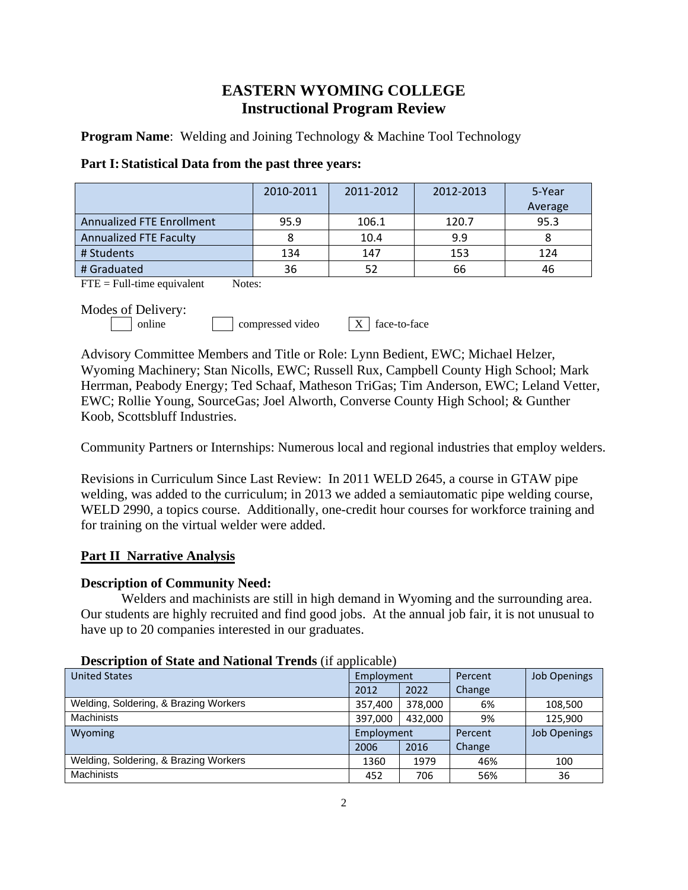# EASTERN WYOMING COLLEGE
# Instructional Program Review

**Program Name**: Welding and Joining Technology & Machine Tool Technology

**Part I: Statistical Data from the past three years:**

| | 2010-2011 | 2011-2012 | 2012-2013 | 5-Year Average |
|---|---|---|---|---|
| Annualized FTE Enrollment | 95.9 | 106.1 | 120.7 | 95.3 |
| Annualized FTE Faculty | 8 | 10.4 | 9.9 | 8 |
| # Students | 134 | 147 | 153 | 124 |
| # Graduated | 36 | 52 | 66 | 46 |

FTE = Full-time equivalent        Notes:

Modes of Delivery:

- [ ] online
- [ ] compressed video
- [X] face-to-face

Advisory Committee Members and Title or Role: Lynn Bedient, EWC; Michael Helzer, Wyoming Machinery; Stan Nicolls, EWC; Russell Rux, Campbell County High School; Mark Herrman, Peabody Energy; Ted Schaaf, Matheson TriGas; Tim Anderson, EWC; Leland Vetter, EWC; Rollie Young, SourceGas; Joel Alworth, Converse County High School; & Gunther Koob, Scottsbluff Industries.

Community Partners or Internships: Numerous local and regional industries that employ welders.

Revisions in Curriculum Since Last Review: In 2011 WELD 2645, a course in GTAW pipe welding, was added to the curriculum; in 2013 we added a semiautomatic pipe welding course, WELD 2990, a topics course. Additionally, one-credit hour courses for workforce training and for training on the virtual welder were added.

## Part II Narrative Analysis

**Description of Community Need:**

Welders and machinists are still in high demand in Wyoming and the surrounding area. Our students are highly recruited and find good jobs. At the annual job fair, it is not unusual to have up to 20 companies interested in our graduates.

**Description of State and National Trends** (if applicable)

| United States | Employment | | Percent Change | Job Openings |
|---|---|---|---|---|
| | 2012 | 2022 | | |
| Welding, Soldering, & Brazing Workers | 357,400 | 378,000 | 6% | 108,500 |
| Machinists | 397,000 | 432,000 | 9% | 125,900 |
| **Wyoming** | **Employment** | | **Percent Change** | **Job Openings** |
| | 2006 | 2016 | | |
| Welding, Soldering, & Brazing Workers | 1360 | 1979 | 46% | 100 |
| Machinists | 452 | 706 | 56% | 36 |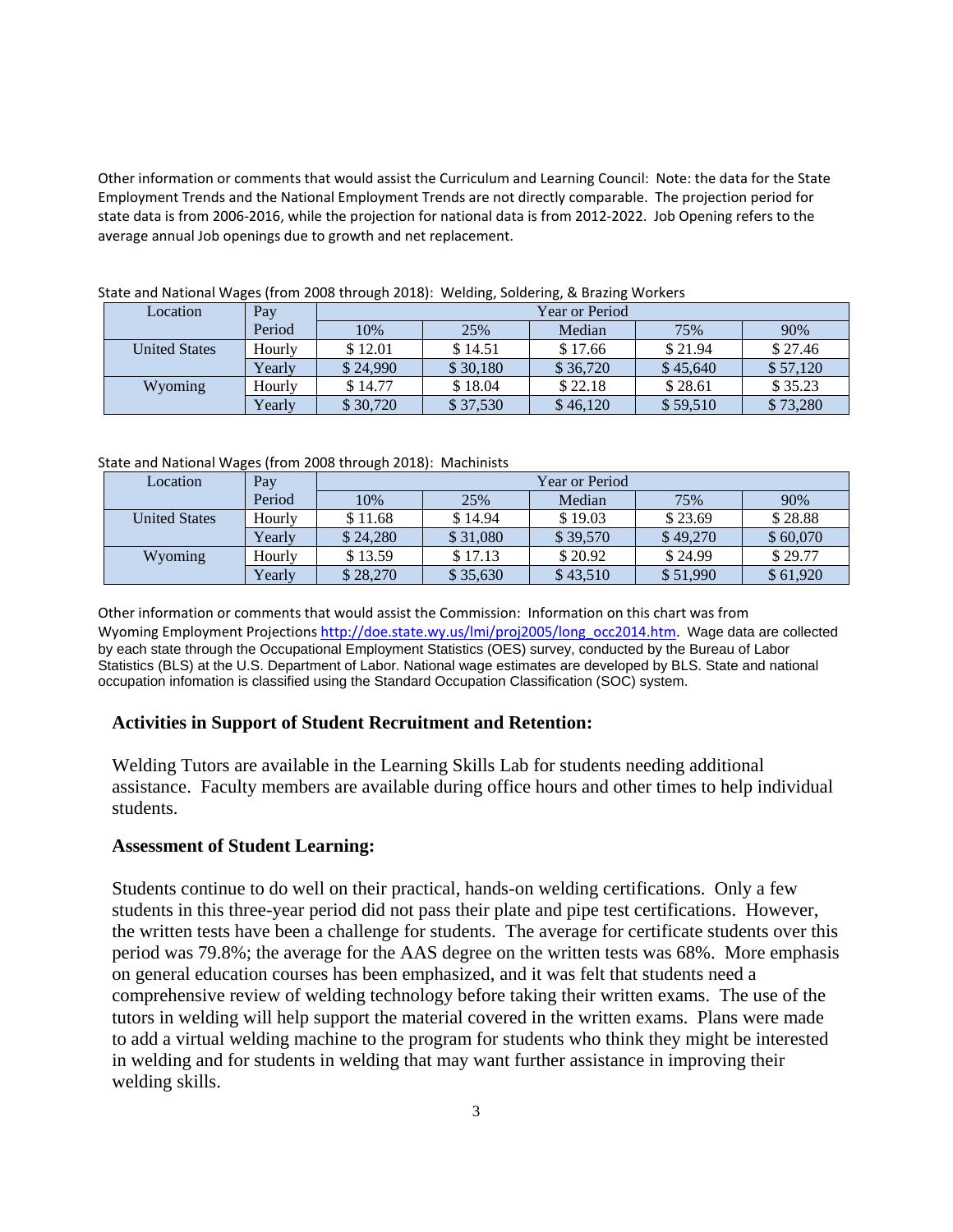Other information or comments that would assist the Curriculum and Learning Council: Note: the data for the State Employment Trends and the National Employment Trends are not directly comparable. The projection period for state data is from 2006-2016, while the projection for national data is from 2012-2022. Job Opening refers to the average annual Job openings due to growth and net replacement.

State and National Wages (from 2008 through 2018): Welding, Soldering, & Brazing Workers

| Location | Pay Period | Year or Period | | | | |
|---|---|---|---|---|---|---|
| | | 10% | 25% | Median | 75% | 90% |
| United States | Hourly | $ 12.01 | $ 14.51 | $ 17.66 | $ 21.94 | $ 27.46 |
| | Yearly | $ 24,990 | $ 30,180 | $ 36,720 | $ 45,640 | $ 57,120 |
| Wyoming | Hourly | $ 14.77 | $ 18.04 | $ 22.18 | $ 28.61 | $ 35.23 |
| | Yearly | $ 30,720 | $ 37,530 | $ 46,120 | $ 59,510 | $ 73,280 |

State and National Wages (from 2008 through 2018): Machinists

| Location | Pay Period | Year or Period | | | | |
|---|---|---|---|---|---|---|
| | | 10% | 25% | Median | 75% | 90% |
| United States | Hourly | $ 11.68 | $ 14.94 | $ 19.03 | $ 23.69 | $ 28.88 |
| | Yearly | $ 24,280 | $ 31,080 | $ 39,570 | $ 49,270 | $ 60,070 |
| Wyoming | Hourly | $ 13.59 | $ 17.13 | $ 20.92 | $ 24.99 | $ 29.77 |
| | Yearly | $ 28,270 | $ 35,630 | $ 43,510 | $ 51,990 | $ 61,920 |

Other information or comments that would assist the Commission: Information on this chart was from Wyoming Employment Projections http://doe.state.wy.us/lmi/proj2005/long_occ2014.htm. Wage data are collected by each state through the Occupational Employment Statistics (OES) survey, conducted by the Bureau of Labor Statistics (BLS) at the U.S. Department of Labor. National wage estimates are developed by BLS. State and national occupation infomation is classified using the Standard Occupation Classification (SOC) system.

**Activities in Support of Student Recruitment and Retention:**

Welding Tutors are available in the Learning Skills Lab for students needing additional assistance. Faculty members are available during office hours and other times to help individual students.

**Assessment of Student Learning:**

Students continue to do well on their practical, hands-on welding certifications. Only a few students in this three-year period did not pass their plate and pipe test certifications. However, the written tests have been a challenge for students. The average for certificate students over this period was 79.8%; the average for the AAS degree on the written tests was 68%. More emphasis on general education courses has been emphasized, and it was felt that students need a comprehensive review of welding technology before taking their written exams. The use of the tutors in welding will help support the material covered in the written exams. Plans were made to add a virtual welding machine to the program for students who think they might be interested in welding and for students in welding that may want further assistance in improving their welding skills.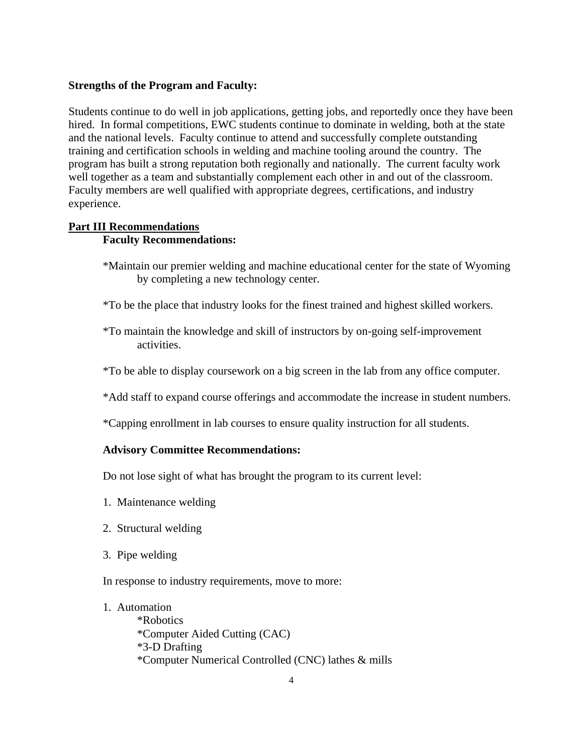**Strengths of the Program and Faculty:**

Students continue to do well in job applications, getting jobs, and reportedly once they have been hired. In formal competitions, EWC students continue to dominate in welding, both at the state and the national levels. Faculty continue to attend and successfully complete outstanding training and certification schools in welding and machine tooling around the country. The program has built a strong reputation both regionally and nationally. The current faculty work well together as a team and substantially complement each other in and out of the classroom. Faculty members are well qualified with appropriate degrees, certifications, and industry experience.

## Part III Recommendations

**Faculty Recommendations:**

*Maintain our premier welding and machine educational center for the state of Wyoming by completing a new technology center.

*To be the place that industry looks for the finest trained and highest skilled workers.

*To maintain the knowledge and skill of instructors by on-going self-improvement activities.

*To be able to display coursework on a big screen in the lab from any office computer.

*Add staff to expand course offerings and accommodate the increase in student numbers.

*Capping enrollment in lab courses to ensure quality instruction for all students.

**Advisory Committee Recommendations:**

Do not lose sight of what has brought the program to its current level:

1. Maintenance welding
2. Structural welding
3. Pipe welding

In response to industry requirements, move to more:

1. Automation
   *Robotics
   *Computer Aided Cutting (CAC)
   *3-D Drafting
   *Computer Numerical Controlled (CNC) lathes & mills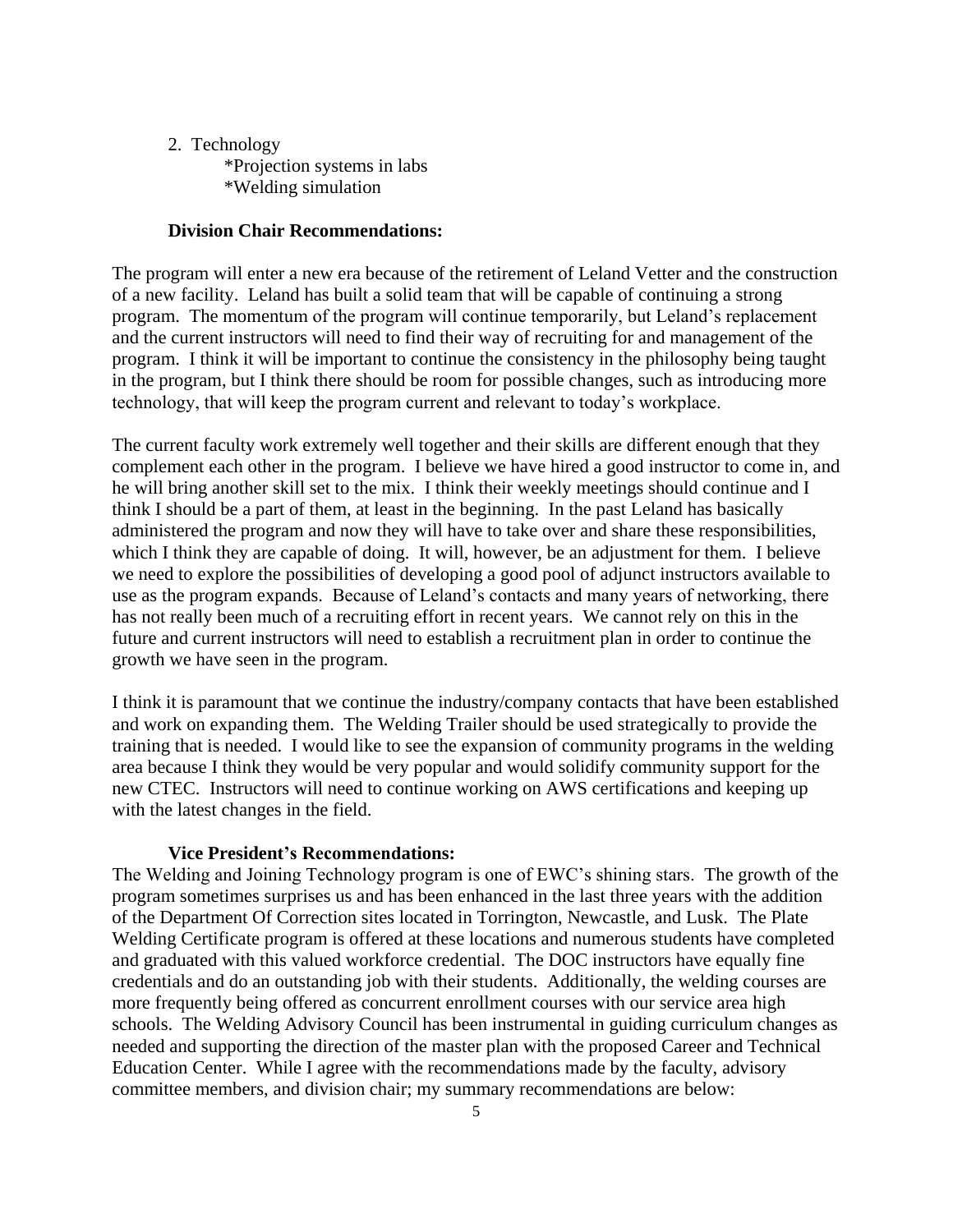2. Technology
   *Projection systems in labs
   *Welding simulation

**Division Chair Recommendations:**

The program will enter a new era because of the retirement of Leland Vetter and the construction of a new facility. Leland has built a solid team that will be capable of continuing a strong program. The momentum of the program will continue temporarily, but Leland's replacement and the current instructors will need to find their way of recruiting for and management of the program. I think it will be important to continue the consistency in the philosophy being taught in the program, but I think there should be room for possible changes, such as introducing more technology, that will keep the program current and relevant to today's workplace.

The current faculty work extremely well together and their skills are different enough that they complement each other in the program. I believe we have hired a good instructor to come in, and he will bring another skill set to the mix. I think their weekly meetings should continue and I think I should be a part of them, at least in the beginning. In the past Leland has basically administered the program and now they will have to take over and share these responsibilities, which I think they are capable of doing. It will, however, be an adjustment for them. I believe we need to explore the possibilities of developing a good pool of adjunct instructors available to use as the program expands. Because of Leland's contacts and many years of networking, there has not really been much of a recruiting effort in recent years. We cannot rely on this in the future and current instructors will need to establish a recruitment plan in order to continue the growth we have seen in the program.

I think it is paramount that we continue the industry/company contacts that have been established and work on expanding them. The Welding Trailer should be used strategically to provide the training that is needed. I would like to see the expansion of community programs in the welding area because I think they would be very popular and would solidify community support for the new CTEC. Instructors will need to continue working on AWS certifications and keeping up with the latest changes in the field.

**Vice President's Recommendations:**

The Welding and Joining Technology program is one of EWC's shining stars. The growth of the program sometimes surprises us and has been enhanced in the last three years with the addition of the Department Of Correction sites located in Torrington, Newcastle, and Lusk. The Plate Welding Certificate program is offered at these locations and numerous students have completed and graduated with this valued workforce credential. The DOC instructors have equally fine credentials and do an outstanding job with their students. Additionally, the welding courses are more frequently being offered as concurrent enrollment courses with our service area high schools. The Welding Advisory Council has been instrumental in guiding curriculum changes as needed and supporting the direction of the master plan with the proposed Career and Technical Education Center. While I agree with the recommendations made by the faculty, advisory committee members, and division chair; my summary recommendations are below: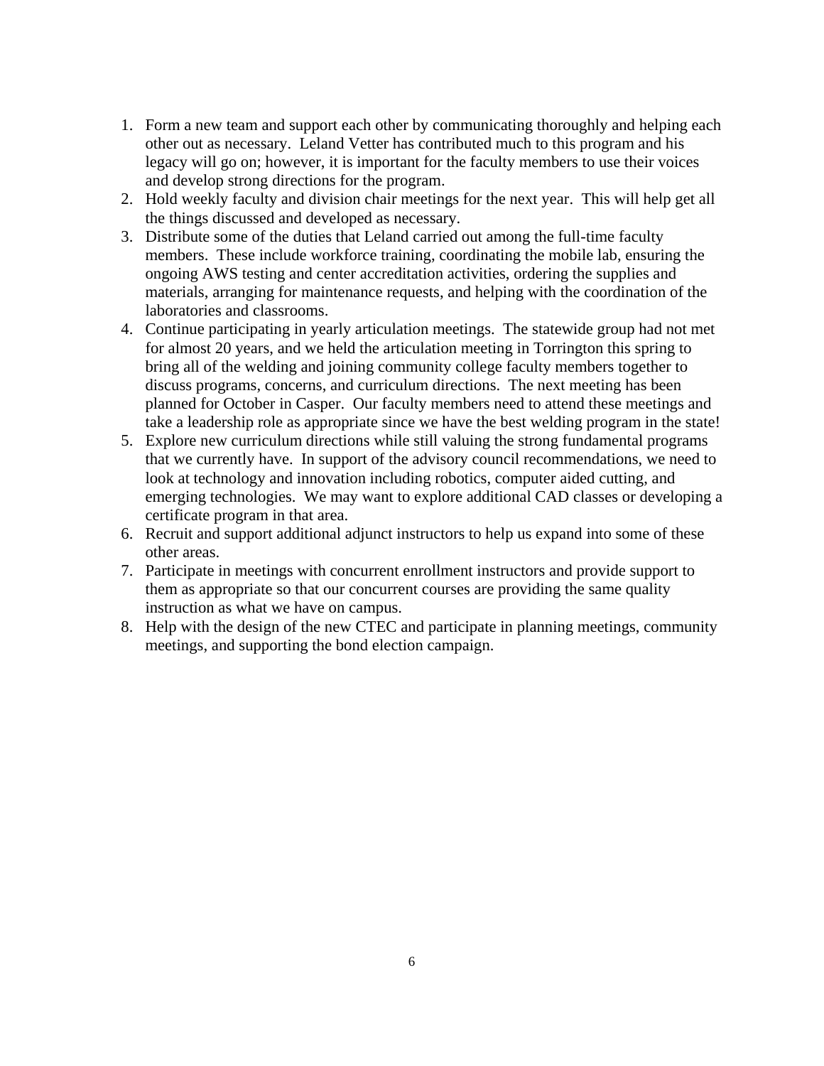1. Form a new team and support each other by communicating thoroughly and helping each other out as necessary. Leland Vetter has contributed much to this program and his legacy will go on; however, it is important for the faculty members to use their voices and develop strong directions for the program.
2. Hold weekly faculty and division chair meetings for the next year. This will help get all the things discussed and developed as necessary.
3. Distribute some of the duties that Leland carried out among the full-time faculty members. These include workforce training, coordinating the mobile lab, ensuring the ongoing AWS testing and center accreditation activities, ordering the supplies and materials, arranging for maintenance requests, and helping with the coordination of the laboratories and classrooms.
4. Continue participating in yearly articulation meetings. The statewide group had not met for almost 20 years, and we held the articulation meeting in Torrington this spring to bring all of the welding and joining community college faculty members together to discuss programs, concerns, and curriculum directions. The next meeting has been planned for October in Casper. Our faculty members need to attend these meetings and take a leadership role as appropriate since we have the best welding program in the state!
5. Explore new curriculum directions while still valuing the strong fundamental programs that we currently have. In support of the advisory council recommendations, we need to look at technology and innovation including robotics, computer aided cutting, and emerging technologies. We may want to explore additional CAD classes or developing a certificate program in that area.
6. Recruit and support additional adjunct instructors to help us expand into some of these other areas.
7. Participate in meetings with concurrent enrollment instructors and provide support to them as appropriate so that our concurrent courses are providing the same quality instruction as what we have on campus.
8. Help with the design of the new CTEC and participate in planning meetings, community meetings, and supporting the bond election campaign.